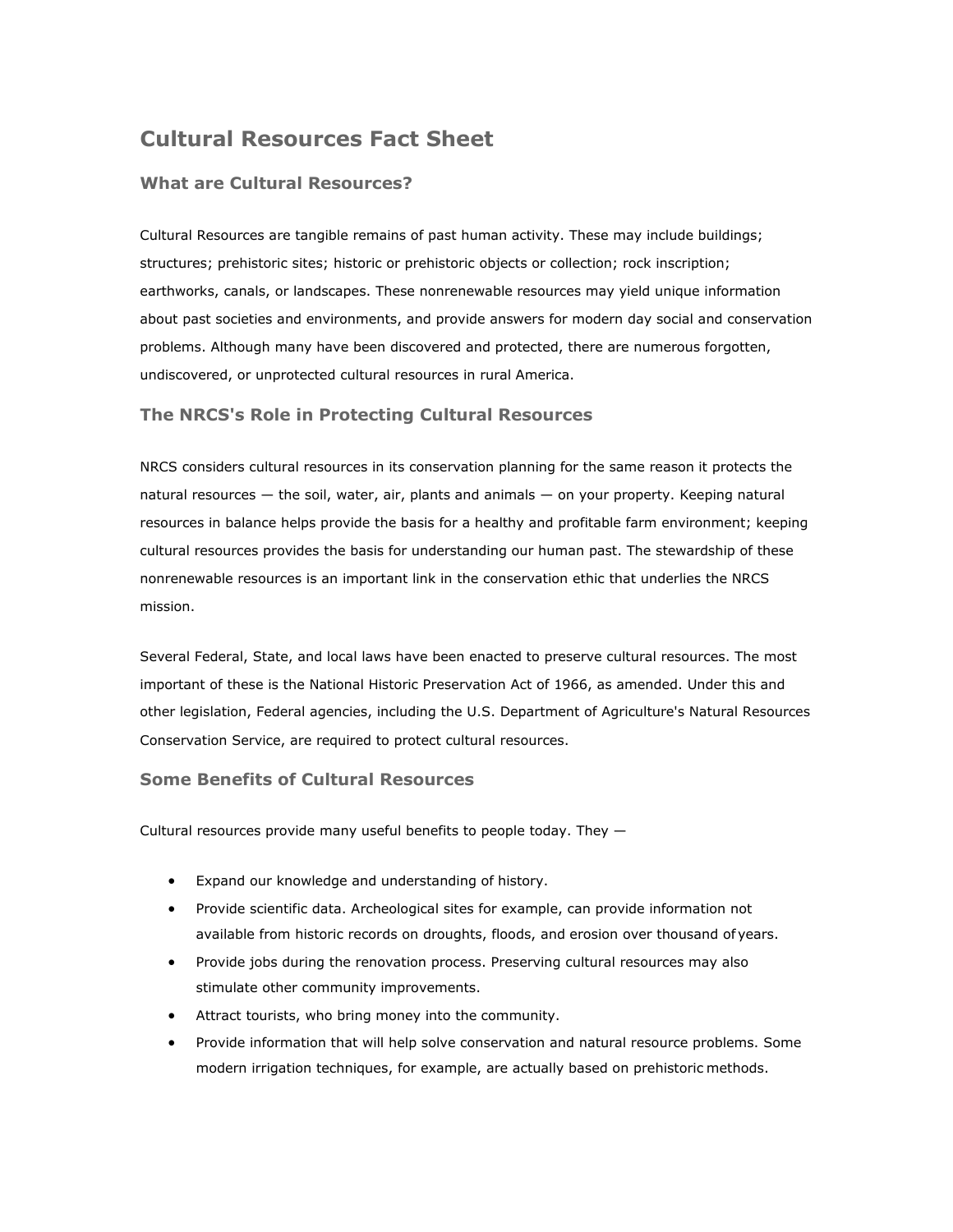# Cultural Resources Fact Sheet

## What are Cultural Resources?

Cultural Resources are tangible remains of past human activity. These may include buildings; structures; prehistoric sites; historic or prehistoric objects or collection; rock inscription; earthworks, canals, or landscapes. These nonrenewable resources may yield unique information about past societies and environments, and provide answers for modern day social and conservation problems. Although many have been discovered and protected, there are numerous forgotten, undiscovered, or unprotected cultural resources in rural America.

## The NRCS's Role in Protecting Cultural Resources

NRCS considers cultural resources in its conservation planning for the same reason it protects the natural resources — the soil, water, air, plants and animals — on your property. Keeping natural resources in balance helps provide the basis for a healthy and profitable farm environment; keeping cultural resources provides the basis for understanding our human past. The stewardship of these nonrenewable resources is an important link in the conservation ethic that underlies the NRCS mission.

Several Federal, State, and local laws have been enacted to preserve cultural resources. The most important of these is the National Historic Preservation Act of 1966, as amended. Under this and other legislation, Federal agencies, including the U.S. Department of Agriculture's Natural Resources Conservation Service, are required to protect cultural resources.

## Some Benefits of Cultural Resources

Cultural resources provide many useful benefits to people today. They —

- Expand our knowledge and understanding of history.
- Provide scientific data. Archeological sites for example, can provide information not available from historic records on droughts, floods, and erosion over thousand of years.
- Provide jobs during the renovation process. Preserving cultural resources may also stimulate other community improvements.
- Attract tourists, who bring money into the community.
- Provide information that will help solve conservation and natural resource problems. Some modern irrigation techniques, for example, are actually based on prehistoric methods.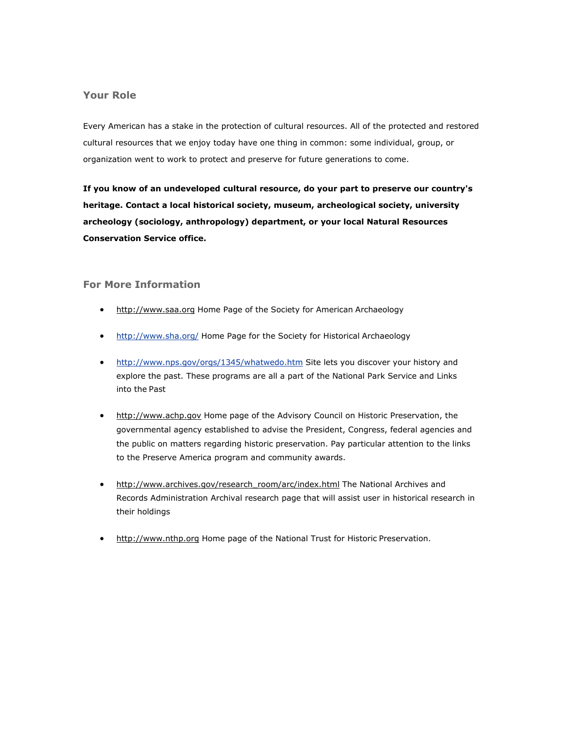## Your Role

Every American has a stake in the protection of cultural resources. All of the protected and restored cultural resources that we enjoy today have one thing in common: some individual, group, or organization went to work to protect and preserve for future generations to come.

**If you know of an undeveloped cultural resource, do your part to preserve our country's heritage. Contact a local historical society, museum, archeological society, university archeology (sociology, anthropology) department, or your local Natural Resources Conservation Service office.**

## For More Information

- http://www.saa.org Home Page of the Society for American Archaeology
- http://www.sha.org/ Home Page for the Society for Historical Archaeology
- http://www.nps.gov/orgs/1345/whatwedo.htm Site lets you discover your history and explore the past. These programs are all a part of the National Park Service and Links into the Past
- http://www.achp.gov Home page of the Advisory Council on Historic Preservation, the governmental agency established to advise the President, Congress, federal agencies and the public on matters regarding historic preservation. Pay particular attention to the links to the Preserve America program and community awards.
- http://www.archives.gov/research_room/arc/index.html The National Archives and Records Administration Archival research page that will assist user in historical research in their holdings
- http://www.nthp.org Home page of the National Trust for Historic Preservation.